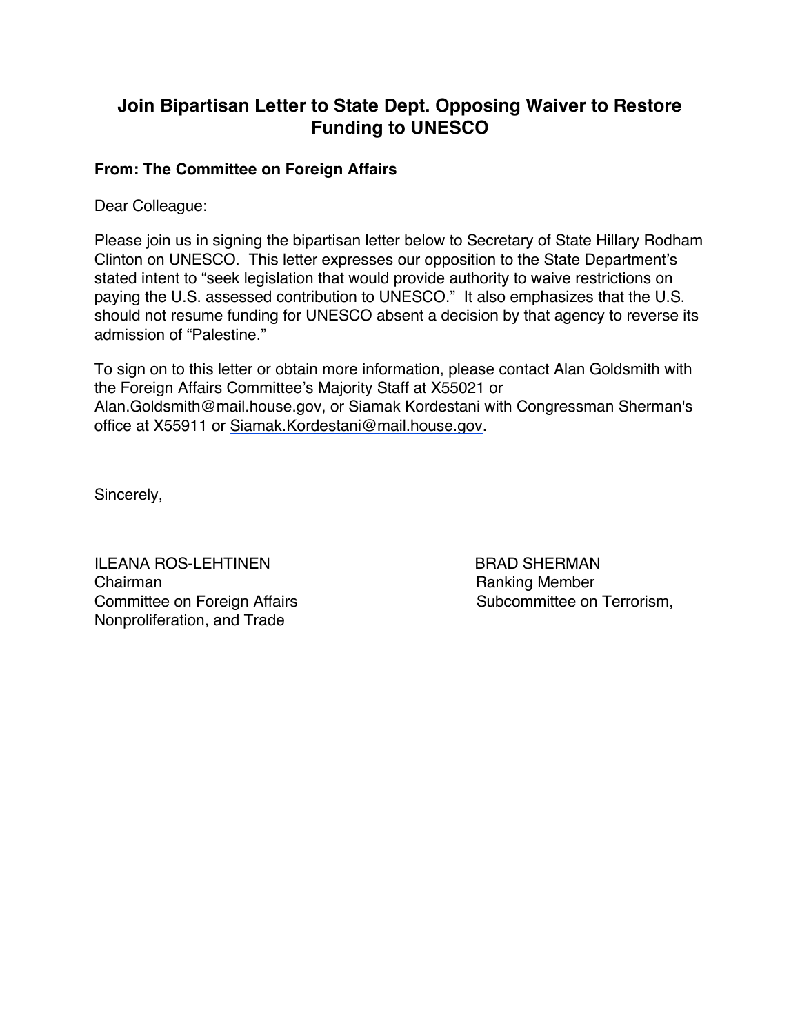# Join Bipartisan Letter to State Dept. Opposing Waiver to Restore Funding to UNESCO

**From: The Committee on Foreign Affairs**

Dear Colleague:

Please join us in signing the bipartisan letter below to Secretary of State Hillary Rodham Clinton on UNESCO. This letter expresses our opposition to the State Department's stated intent to "seek legislation that would provide authority to waive restrictions on paying the U.S. assessed contribution to UNESCO." It also emphasizes that the U.S. should not resume funding for UNESCO absent a decision by that agency to reverse its admission of "Palestine."

To sign on to this letter or obtain more information, please contact Alan Goldsmith with the Foreign Affairs Committee's Majority Staff at X55021 or Alan.Goldsmith@mail.house.gov, or Siamak Kordestani with Congressman Sherman's office at X55911 or Siamak.Kordestani@mail.house.gov.

Sincerely,

ILEANA ROS-LEHTINEN
Chairman
Committee on Foreign Affairs

BRAD SHERMAN
Ranking Member
Subcommittee on Terrorism,
Nonproliferation, and Trade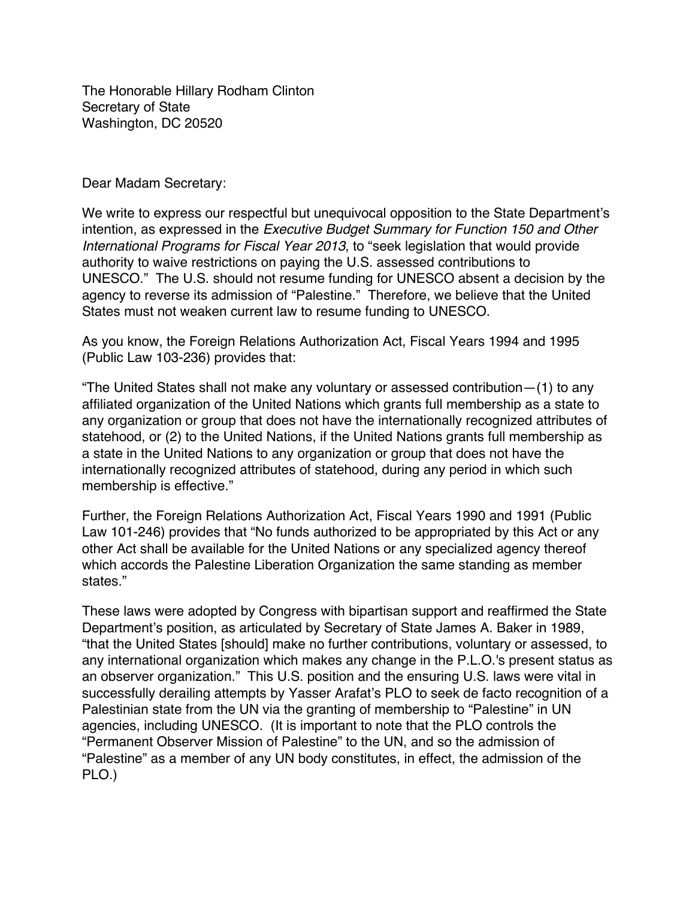The Honorable Hillary Rodham Clinton
Secretary of State
Washington, DC 20520

Dear Madam Secretary:

We write to express our respectful but unequivocal opposition to the State Department's intention, as expressed in the *Executive Budget Summary for Function 150 and Other International Programs for Fiscal Year 2013*, to "seek legislation that would provide authority to waive restrictions on paying the U.S. assessed contributions to UNESCO." The U.S. should not resume funding for UNESCO absent a decision by the agency to reverse its admission of "Palestine." Therefore, we believe that the United States must not weaken current law to resume funding to UNESCO.

As you know, the Foreign Relations Authorization Act, Fiscal Years 1994 and 1995 (Public Law 103-236) provides that:

"The United States shall not make any voluntary or assessed contribution—(1) to any affiliated organization of the United Nations which grants full membership as a state to any organization or group that does not have the internationally recognized attributes of statehood, or (2) to the United Nations, if the United Nations grants full membership as a state in the United Nations to any organization or group that does not have the internationally recognized attributes of statehood, during any period in which such membership is effective."

Further, the Foreign Relations Authorization Act, Fiscal Years 1990 and 1991 (Public Law 101-246) provides that "No funds authorized to be appropriated by this Act or any other Act shall be available for the United Nations or any specialized agency thereof which accords the Palestine Liberation Organization the same standing as member states."

These laws were adopted by Congress with bipartisan support and reaffirmed the State Department's position, as articulated by Secretary of State James A. Baker in 1989, "that the United States [should] make no further contributions, voluntary or assessed, to any international organization which makes any change in the P.L.O.'s present status as an observer organization." This U.S. position and the ensuring U.S. laws were vital in successfully derailing attempts by Yasser Arafat's PLO to seek de facto recognition of a Palestinian state from the UN via the granting of membership to "Palestine" in UN agencies, including UNESCO. (It is important to note that the PLO controls the "Permanent Observer Mission of Palestine" to the UN, and so the admission of "Palestine" as a member of any UN body constitutes, in effect, the admission of the PLO.)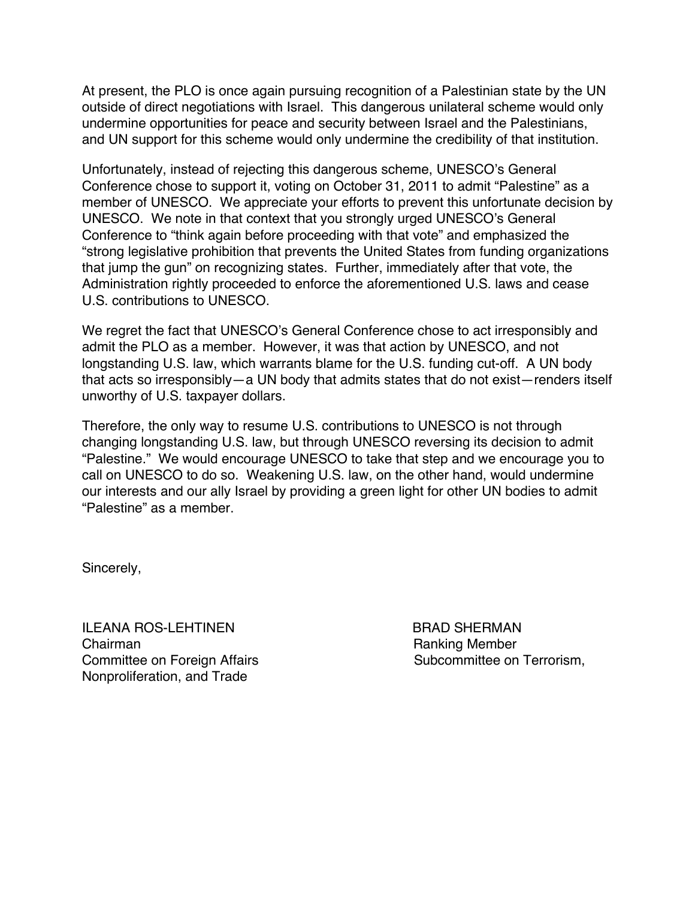At present, the PLO is once again pursuing recognition of a Palestinian state by the UN outside of direct negotiations with Israel. This dangerous unilateral scheme would only undermine opportunities for peace and security between Israel and the Palestinians, and UN support for this scheme would only undermine the credibility of that institution.

Unfortunately, instead of rejecting this dangerous scheme, UNESCO's General Conference chose to support it, voting on October 31, 2011 to admit "Palestine" as a member of UNESCO. We appreciate your efforts to prevent this unfortunate decision by UNESCO. We note in that context that you strongly urged UNESCO's General Conference to "think again before proceeding with that vote" and emphasized the "strong legislative prohibition that prevents the United States from funding organizations that jump the gun" on recognizing states. Further, immediately after that vote, the Administration rightly proceeded to enforce the aforementioned U.S. laws and cease U.S. contributions to UNESCO.

We regret the fact that UNESCO's General Conference chose to act irresponsibly and admit the PLO as a member. However, it was that action by UNESCO, and not longstanding U.S. law, which warrants blame for the U.S. funding cut-off. A UN body that acts so irresponsibly—a UN body that admits states that do not exist—renders itself unworthy of U.S. taxpayer dollars.

Therefore, the only way to resume U.S. contributions to UNESCO is not through changing longstanding U.S. law, but through UNESCO reversing its decision to admit "Palestine." We would encourage UNESCO to take that step and we encourage you to call on UNESCO to do so. Weakening U.S. law, on the other hand, would undermine our interests and our ally Israel by providing a green light for other UN bodies to admit "Palestine" as a member.

Sincerely,

ILEANA ROS-LEHTINEN
Chairman
Committee on Foreign Affairs

BRAD SHERMAN
Ranking Member
Subcommittee on Terrorism,
Nonproliferation, and Trade